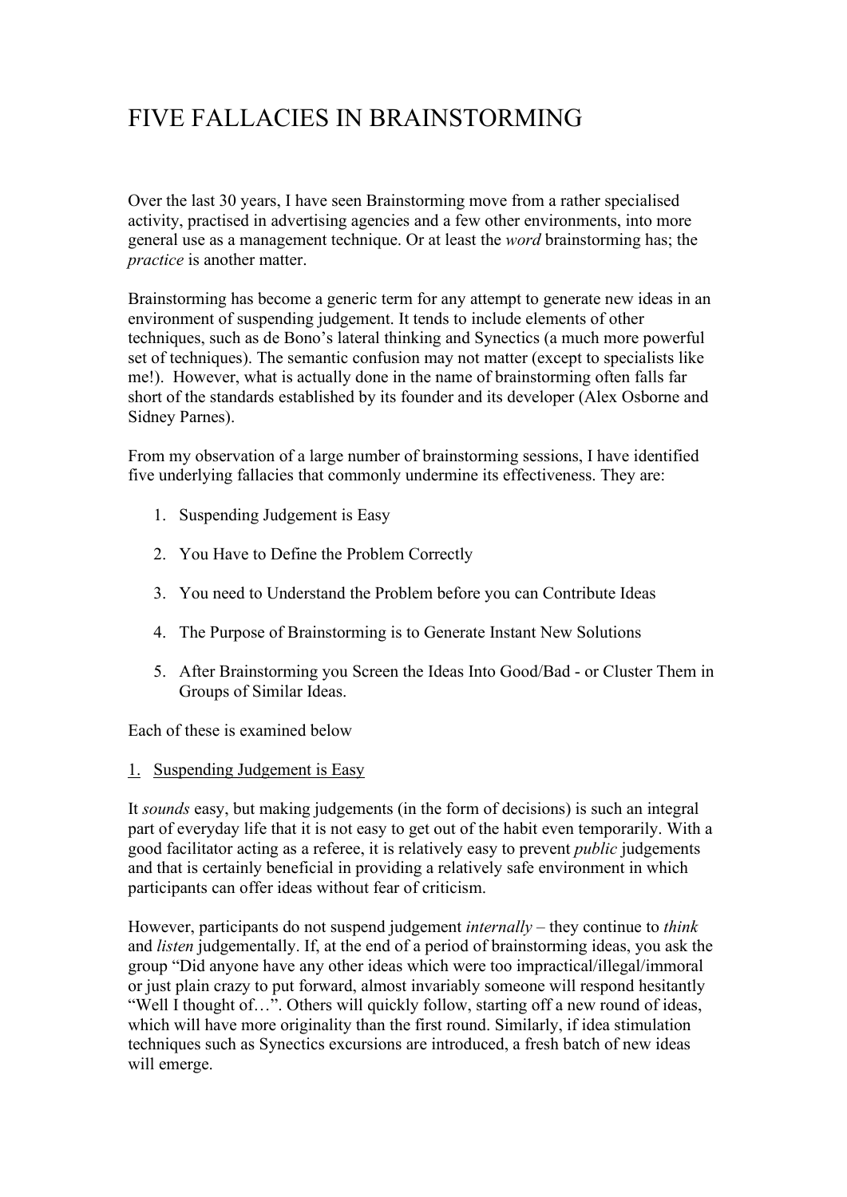# FIVE FALLACIES IN BRAINSTORMING

Over the last 30 years, I have seen Brainstorming move from a rather specialised activity, practised in advertising agencies and a few other environments, into more general use as a management technique. Or at least the *word* brainstorming has; the *practice* is another matter.

Brainstorming has become a generic term for any attempt to generate new ideas in an environment of suspending judgement. It tends to include elements of other techniques, such as de Bono's lateral thinking and Synectics (a much more powerful set of techniques). The semantic confusion may not matter (except to specialists like me!). However, what is actually done in the name of brainstorming often falls far short of the standards established by its founder and its developer (Alex Osborne and Sidney Parnes).

From my observation of a large number of brainstorming sessions, I have identified five underlying fallacies that commonly undermine its effectiveness. They are:

1. Suspending Judgement is Easy

2. You Have to Define the Problem Correctly

3. You need to Understand the Problem before you can Contribute Ideas

4. The Purpose of Brainstorming is to Generate Instant New Solutions

5. After Brainstorming you Screen the Ideas Into Good/Bad - or Cluster Them in Groups of Similar Ideas.

Each of these is examined below

## 1. Suspending Judgement is Easy

It *sounds* easy, but making judgements (in the form of decisions) is such an integral part of everyday life that it is not easy to get out of the habit even temporarily. With a good facilitator acting as a referee, it is relatively easy to prevent *public* judgements and that is certainly beneficial in providing a relatively safe environment in which participants can offer ideas without fear of criticism.

However, participants do not suspend judgement *internally* – they continue to *think* and *listen* judgementally. If, at the end of a period of brainstorming ideas, you ask the group "Did anyone have any other ideas which were too impractical/illegal/immoral or just plain crazy to put forward, almost invariably someone will respond hesitantly "Well I thought of…". Others will quickly follow, starting off a new round of ideas, which will have more originality than the first round. Similarly, if idea stimulation techniques such as Synectics excursions are introduced, a fresh batch of new ideas will emerge.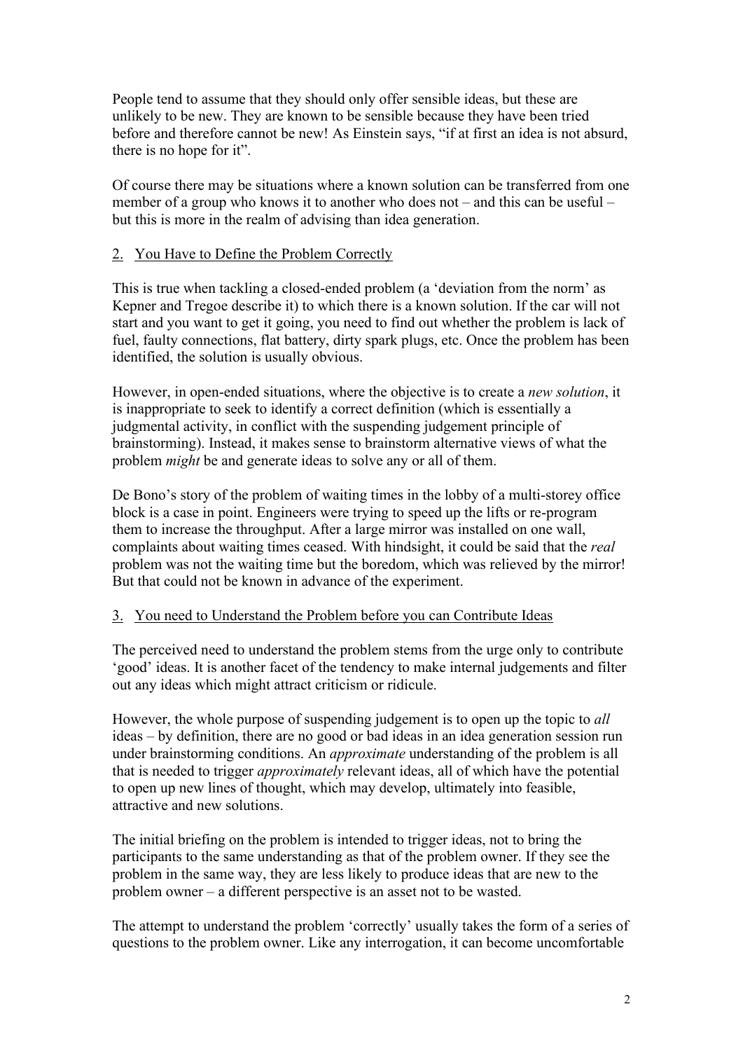People tend to assume that they should only offer sensible ideas, but these are unlikely to be new. They are known to be sensible because they have been tried before and therefore cannot be new! As Einstein says, "if at first an idea is not absurd, there is no hope for it".

Of course there may be situations where a known solution can be transferred from one member of a group who knows it to another who does not – and this can be useful – but this is more in the realm of advising than idea generation.

## 2. You Have to Define the Problem Correctly

This is true when tackling a closed-ended problem (a 'deviation from the norm' as Kepner and Tregoe describe it) to which there is a known solution. If the car will not start and you want to get it going, you need to find out whether the problem is lack of fuel, faulty connections, flat battery, dirty spark plugs, etc. Once the problem has been identified, the solution is usually obvious.

However, in open-ended situations, where the objective is to create a *new solution*, it is inappropriate to seek to identify a correct definition (which is essentially a judgmental activity, in conflict with the suspending judgement principle of brainstorming). Instead, it makes sense to brainstorm alternative views of what the problem *might* be and generate ideas to solve any or all of them.

De Bono's story of the problem of waiting times in the lobby of a multi-storey office block is a case in point. Engineers were trying to speed up the lifts or re-program them to increase the throughput. After a large mirror was installed on one wall, complaints about waiting times ceased. With hindsight, it could be said that the *real* problem was not the waiting time but the boredom, which was relieved by the mirror! But that could not be known in advance of the experiment.

## 3. You need to Understand the Problem before you can Contribute Ideas

The perceived need to understand the problem stems from the urge only to contribute 'good' ideas. It is another facet of the tendency to make internal judgements and filter out any ideas which might attract criticism or ridicule.

However, the whole purpose of suspending judgement is to open up the topic to *all* ideas – by definition, there are no good or bad ideas in an idea generation session run under brainstorming conditions. An *approximate* understanding of the problem is all that is needed to trigger *approximately* relevant ideas, all of which have the potential to open up new lines of thought, which may develop, ultimately into feasible, attractive and new solutions.

The initial briefing on the problem is intended to trigger ideas, not to bring the participants to the same understanding as that of the problem owner. If they see the problem in the same way, they are less likely to produce ideas that are new to the problem owner – a different perspective is an asset not to be wasted.

The attempt to understand the problem 'correctly' usually takes the form of a series of questions to the problem owner. Like any interrogation, it can become uncomfortable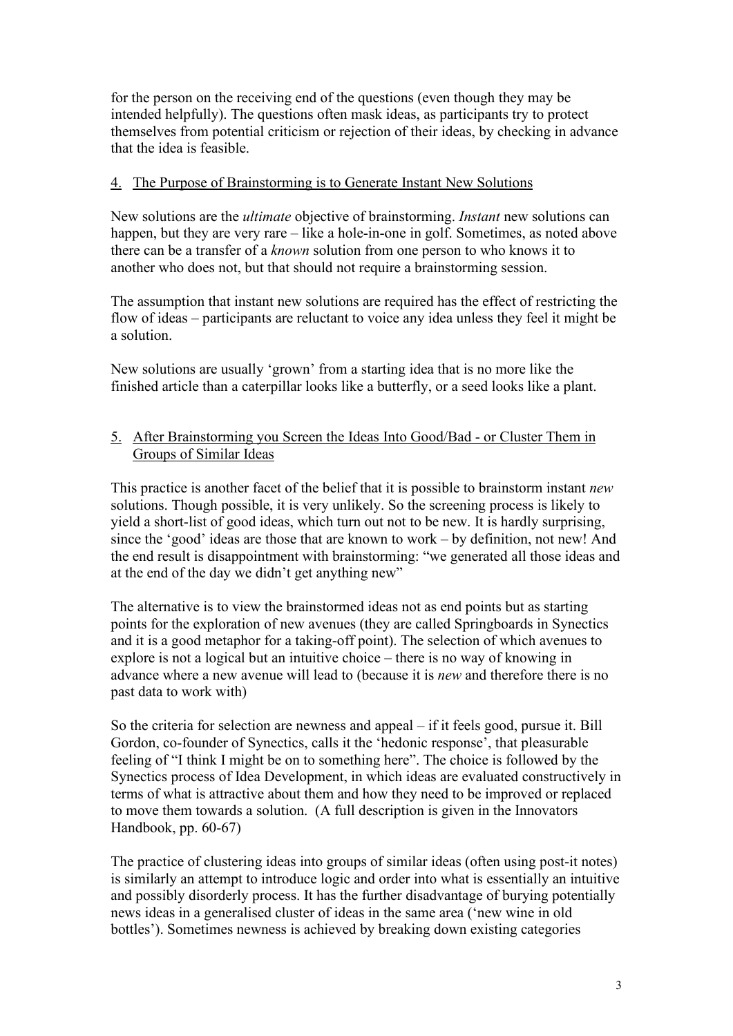for the person on the receiving end of the questions (even though they may be intended helpfully). The questions often mask ideas, as participants try to protect themselves from potential criticism or rejection of their ideas, by checking in advance that the idea is feasible.

## 4. The Purpose of Brainstorming is to Generate Instant New Solutions

New solutions are the *ultimate* objective of brainstorming. *Instant* new solutions can happen, but they are very rare – like a hole-in-one in golf. Sometimes, as noted above there can be a transfer of a *known* solution from one person to who knows it to another who does not, but that should not require a brainstorming session.

The assumption that instant new solutions are required has the effect of restricting the flow of ideas – participants are reluctant to voice any idea unless they feel it might be a solution.

New solutions are usually 'grown' from a starting idea that is no more like the finished article than a caterpillar looks like a butterfly, or a seed looks like a plant.

## 5. After Brainstorming you Screen the Ideas Into Good/Bad - or Cluster Them in Groups of Similar Ideas

This practice is another facet of the belief that it is possible to brainstorm instant *new* solutions. Though possible, it is very unlikely. So the screening process is likely to yield a short-list of good ideas, which turn out not to be new. It is hardly surprising, since the 'good' ideas are those that are known to work – by definition, not new! And the end result is disappointment with brainstorming: "we generated all those ideas and at the end of the day we didn't get anything new"

The alternative is to view the brainstormed ideas not as end points but as starting points for the exploration of new avenues (they are called Springboards in Synectics and it is a good metaphor for a taking-off point). The selection of which avenues to explore is not a logical but an intuitive choice – there is no way of knowing in advance where a new avenue will lead to (because it is *new* and therefore there is no past data to work with)

So the criteria for selection are newness and appeal – if it feels good, pursue it. Bill Gordon, co-founder of Synectics, calls it the 'hedonic response', that pleasurable feeling of "I think I might be on to something here". The choice is followed by the Synectics process of Idea Development, in which ideas are evaluated constructively in terms of what is attractive about them and how they need to be improved or replaced to move them towards a solution. (A full description is given in the Innovators Handbook, pp. 60-67)

The practice of clustering ideas into groups of similar ideas (often using post-it notes) is similarly an attempt to introduce logic and order into what is essentially an intuitive and possibly disorderly process. It has the further disadvantage of burying potentially news ideas in a generalised cluster of ideas in the same area ('new wine in old bottles'). Sometimes newness is achieved by breaking down existing categories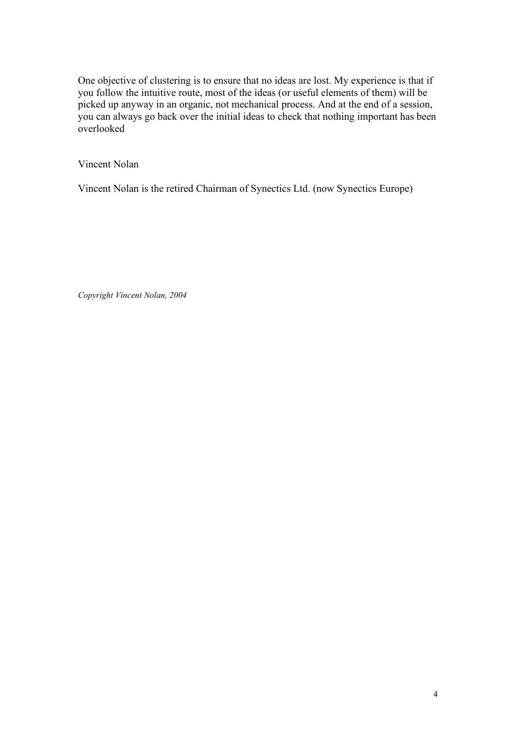One objective of clustering is to ensure that no ideas are lost. My experience is that if you follow the intuitive route, most of the ideas (or useful elements of them) will be picked up anyway in an organic, not mechanical process. And at the end of a session, you can always go back over the initial ideas to check that nothing important has been overlooked

Vincent Nolan

Vincent Nolan is the retired Chairman of Synectics Ltd. (now Synectics Europe)

*Copyright Vincent Nolan, 2004*